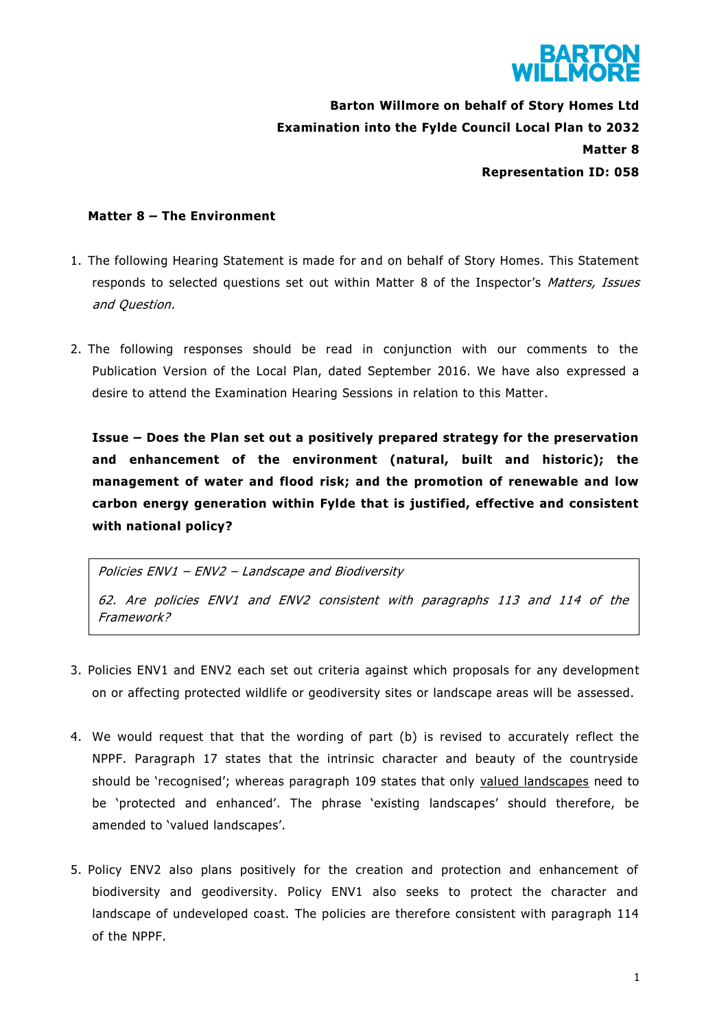**Barton Willmore on behalf of Story Homes Ltd**

**Examination into the Fylde Council Local Plan to 2032**

**Matter 8**

**Representation ID: 058**

## Matter 8 – The Environment

1. The following Hearing Statement is made for and on behalf of Story Homes. This Statement responds to selected questions set out within Matter 8 of the Inspector's *Matters, Issues and Question.*

2. The following responses should be read in conjunction with our comments to the Publication Version of the Local Plan, dated September 2016. We have also expressed a desire to attend the Examination Hearing Sessions in relation to this Matter.

**Issue – Does the Plan set out a positively prepared strategy for the preservation and enhancement of the environment (natural, built and historic); the management of water and flood risk; and the promotion of renewable and low carbon energy generation within Fylde that is justified, effective and consistent with national policy?**

> *Policies ENV1 – ENV2 – Landscape and Biodiversity*
>
> *62. Are policies ENV1 and ENV2 consistent with paragraphs 113 and 114 of the Framework?*

3. Policies ENV1 and ENV2 each set out criteria against which proposals for any development on or affecting protected wildlife or geodiversity sites or landscape areas will be assessed.

4. We would request that that the wording of part (b) is revised to accurately reflect the NPPF. Paragraph 17 states that the intrinsic character and beauty of the countryside should be 'recognised'; whereas paragraph 109 states that only <u>valued landscapes</u> need to be 'protected and enhanced'. The phrase 'existing landscapes' should therefore, be amended to 'valued landscapes'.

5. Policy ENV2 also plans positively for the creation and protection and enhancement of biodiversity and geodiversity. Policy ENV1 also seeks to protect the character and landscape of undeveloped coast. The policies are therefore consistent with paragraph 114 of the NPPF.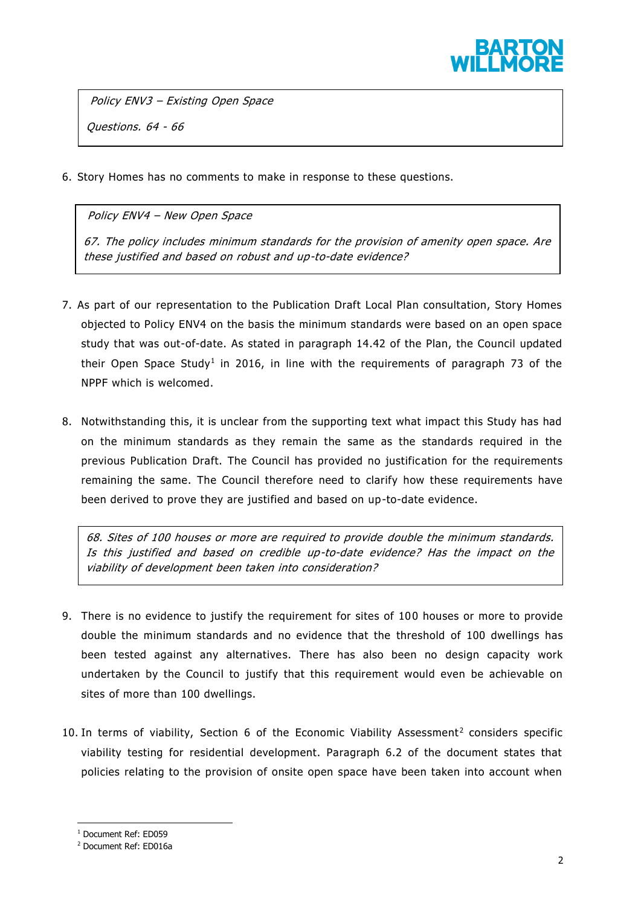*Policy ENV3 – Existing Open Space*

*Questions. 64 - 66*

6. Story Homes has no comments to make in response to these questions.

*Policy ENV4 – New Open Space*

*67. The policy includes minimum standards for the provision of amenity open space. Are these justified and based on robust and up-to-date evidence?*

7. As part of our representation to the Publication Draft Local Plan consultation, Story Homes objected to Policy ENV4 on the basis the minimum standards were based on an open space study that was out-of-date. As stated in paragraph 14.42 of the Plan, the Council updated their Open Space Study[1] in 2016, in line with the requirements of paragraph 73 of the NPPF which is welcomed.

8. Notwithstanding this, it is unclear from the supporting text what impact this Study has had on the minimum standards as they remain the same as the standards required in the previous Publication Draft. The Council has provided no justification for the requirements remaining the same. The Council therefore need to clarify how these requirements have been derived to prove they are justified and based on up-to-date evidence.

*68. Sites of 100 houses or more are required to provide double the minimum standards. Is this justified and based on credible up-to-date evidence? Has the impact on the viability of development been taken into consideration?*

9. There is no evidence to justify the requirement for sites of 100 houses or more to provide double the minimum standards and no evidence that the threshold of 100 dwellings has been tested against any alternatives. There has also been no design capacity work undertaken by the Council to justify that this requirement would even be achievable on sites of more than 100 dwellings.

10. In terms of viability, Section 6 of the Economic Viability Assessment[2] considers specific viability testing for residential development. Paragraph 6.2 of the document states that policies relating to the provision of onsite open space have been taken into account when

[1] Document Ref: ED059

[2] Document Ref: ED016a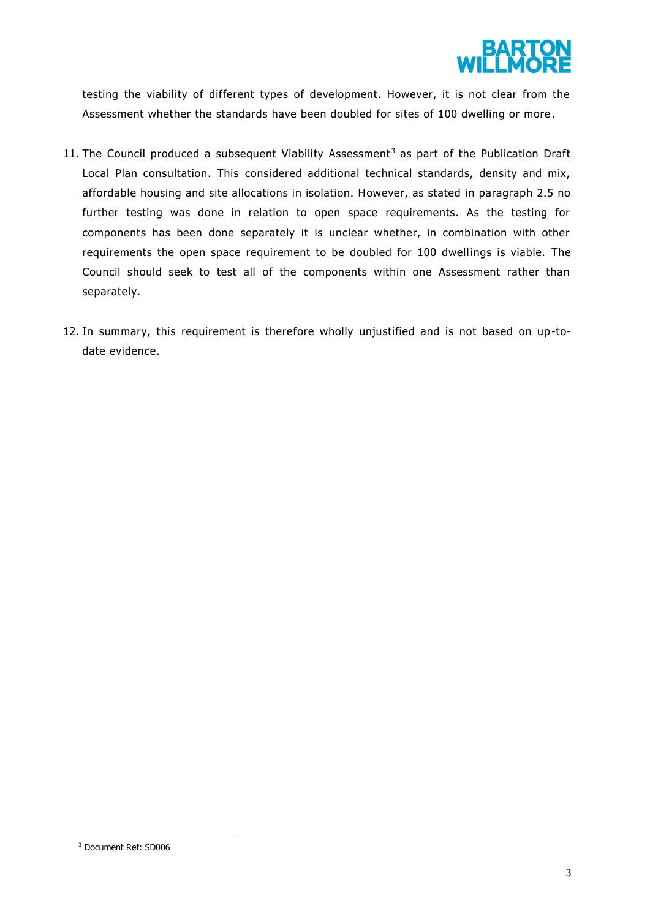testing the viability of different types of development. However, it is not clear from the Assessment whether the standards have been doubled for sites of 100 dwelling or more.

11. The Council produced a subsequent Viability Assessment[3] as part of the Publication Draft Local Plan consultation. This considered additional technical standards, density and mix, affordable housing and site allocations in isolation. However, as stated in paragraph 2.5 no further testing was done in relation to open space requirements. As the testing for components has been done separately it is unclear whether, in combination with other requirements the open space requirement to be doubled for 100 dwellings is viable. The Council should seek to test all of the components within one Assessment rather than separately.

12. In summary, this requirement is therefore wholly unjustified and is not based on up-to-date evidence.

[3] Document Ref: SD006